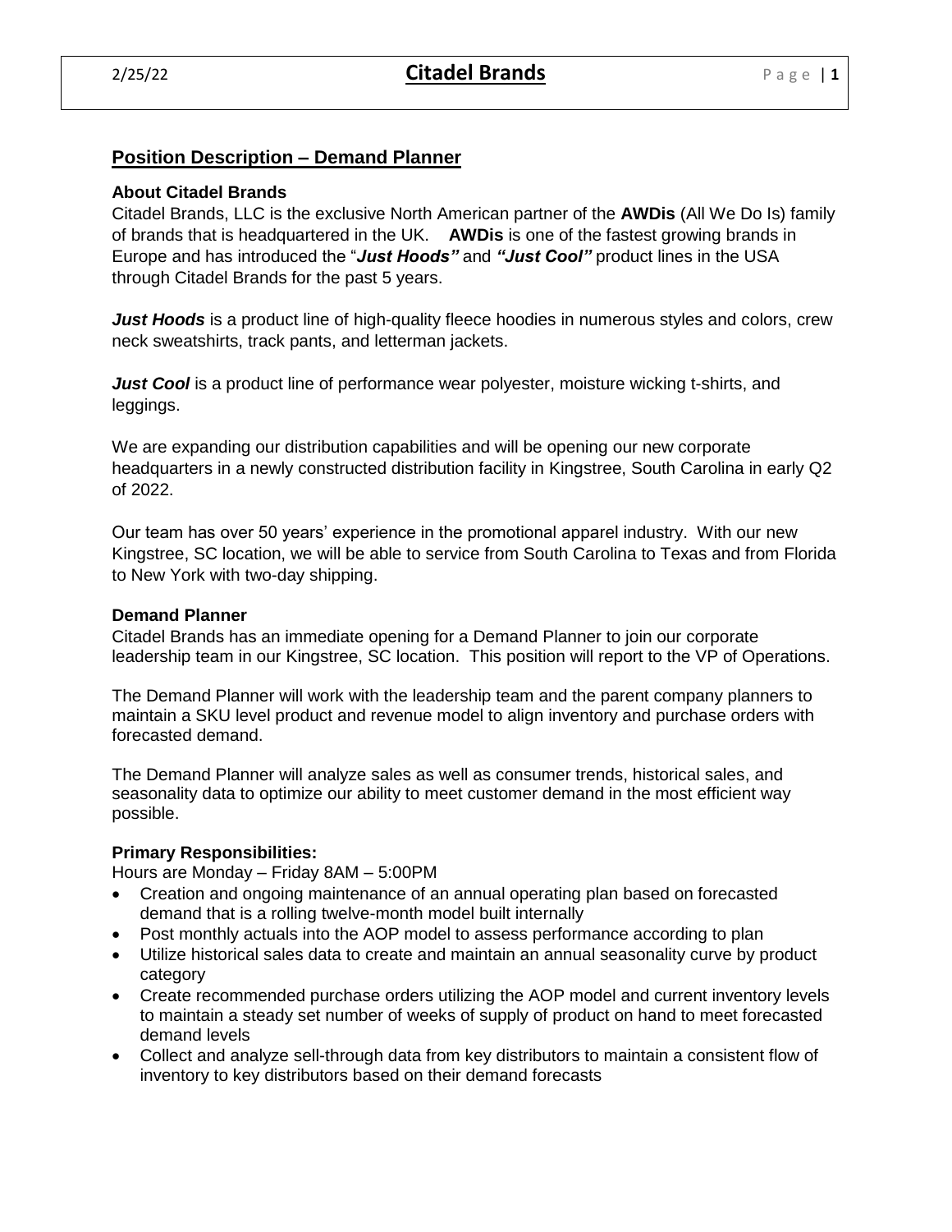## Position Description – Demand Planner

### About Citadel Brands

Citadel Brands, LLC is the exclusive North American partner of the **AWDis** (All We Do Is) family of brands that is headquartered in the UK. **AWDis** is one of the fastest growing brands in Europe and has introduced the "***Just Hoods"*** and ***"Just Cool"*** product lines in the USA through Citadel Brands for the past 5 years.

***Just Hoods*** is a product line of high-quality fleece hoodies in numerous styles and colors, crew neck sweatshirts, track pants, and letterman jackets.

***Just Cool*** is a product line of performance wear polyester, moisture wicking t-shirts, and leggings.

We are expanding our distribution capabilities and will be opening our new corporate headquarters in a newly constructed distribution facility in Kingstree, South Carolina in early Q2 of 2022.

Our team has over 50 years' experience in the promotional apparel industry. With our new Kingstree, SC location, we will be able to service from South Carolina to Texas and from Florida to New York with two-day shipping.

### Demand Planner

Citadel Brands has an immediate opening for a Demand Planner to join our corporate leadership team in our Kingstree, SC location. This position will report to the VP of Operations.

The Demand Planner will work with the leadership team and the parent company planners to maintain a SKU level product and revenue model to align inventory and purchase orders with forecasted demand.

The Demand Planner will analyze sales as well as consumer trends, historical sales, and seasonality data to optimize our ability to meet customer demand in the most efficient way possible.

### Primary Responsibilities:

Hours are Monday – Friday 8AM – 5:00PM

- Creation and ongoing maintenance of an annual operating plan based on forecasted demand that is a rolling twelve-month model built internally
- Post monthly actuals into the AOP model to assess performance according to plan
- Utilize historical sales data to create and maintain an annual seasonality curve by product category
- Create recommended purchase orders utilizing the AOP model and current inventory levels to maintain a steady set number of weeks of supply of product on hand to meet forecasted demand levels
- Collect and analyze sell-through data from key distributors to maintain a consistent flow of inventory to key distributors based on their demand forecasts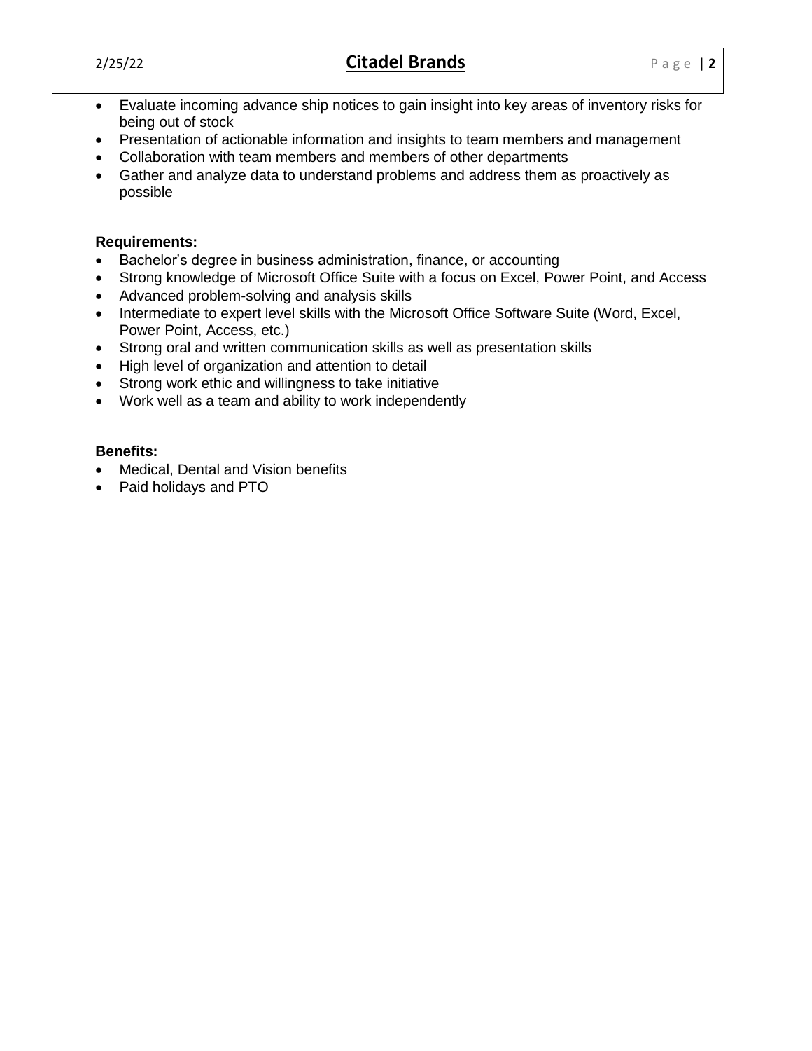- Evaluate incoming advance ship notices to gain insight into key areas of inventory risks for being out of stock
- Presentation of actionable information and insights to team members and management
- Collaboration with team members and members of other departments
- Gather and analyze data to understand problems and address them as proactively as possible

**Requirements:**

- Bachelor's degree in business administration, finance, or accounting
- Strong knowledge of Microsoft Office Suite with a focus on Excel, Power Point, and Access
- Advanced problem-solving and analysis skills
- Intermediate to expert level skills with the Microsoft Office Software Suite (Word, Excel, Power Point, Access, etc.)
- Strong oral and written communication skills as well as presentation skills
- High level of organization and attention to detail
- Strong work ethic and willingness to take initiative
- Work well as a team and ability to work independently

**Benefits:**

- Medical, Dental and Vision benefits
- Paid holidays and PTO